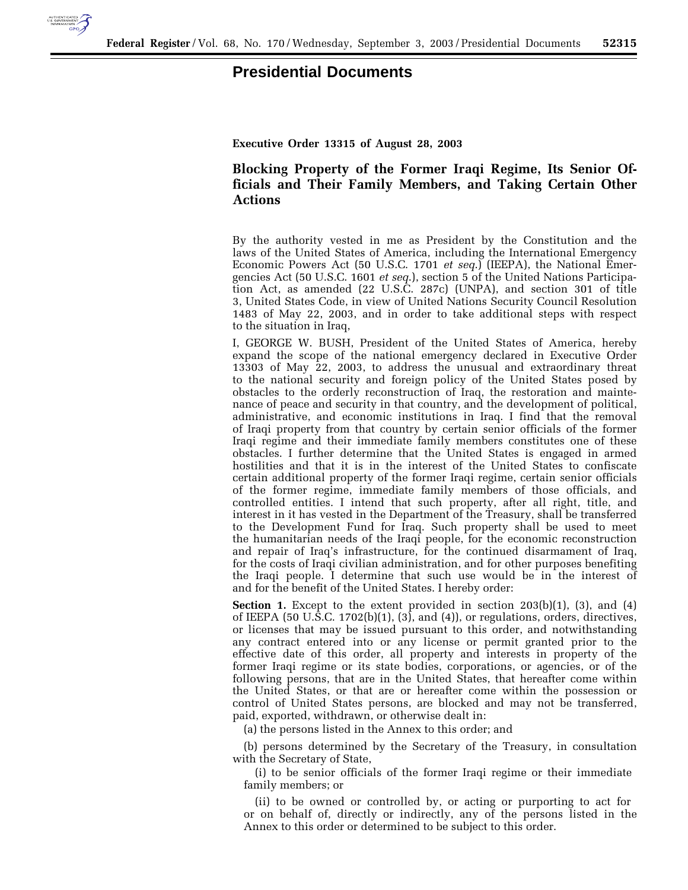# Presidential Documents

**Executive Order 13315 of August 28, 2003**

## Blocking Property of the Former Iraqi Regime, Its Senior Officials and Their Family Members, and Taking Certain Other Actions

By the authority vested in me as President by the Constitution and the laws of the United States of America, including the International Emergency Economic Powers Act (50 U.S.C. 1701 *et seq.*) (IEEPA), the National Emergencies Act (50 U.S.C. 1601 *et seq.*), section 5 of the United Nations Participation Act, as amended (22 U.S.C. 287c) (UNPA), and section 301 of title 3, United States Code, in view of United Nations Security Council Resolution 1483 of May 22, 2003, and in order to take additional steps with respect to the situation in Iraq,

I, GEORGE W. BUSH, President of the United States of America, hereby expand the scope of the national emergency declared in Executive Order 13303 of May 22, 2003, to address the unusual and extraordinary threat to the national security and foreign policy of the United States posed by obstacles to the orderly reconstruction of Iraq, the restoration and maintenance of peace and security in that country, and the development of political, administrative, and economic institutions in Iraq. I find that the removal of Iraqi property from that country by certain senior officials of the former Iraqi regime and their immediate family members constitutes one of these obstacles. I further determine that the United States is engaged in armed hostilities and that it is in the interest of the United States to confiscate certain additional property of the former Iraqi regime, certain senior officials of the former regime, immediate family members of those officials, and controlled entities. I intend that such property, after all right, title, and interest in it has vested in the Department of the Treasury, shall be transferred to the Development Fund for Iraq. Such property shall be used to meet the humanitarian needs of the Iraqi people, for the economic reconstruction and repair of Iraq's infrastructure, for the continued disarmament of Iraq, for the costs of Iraqi civilian administration, and for other purposes benefiting the Iraqi people. I determine that such use would be in the interest of and for the benefit of the United States. I hereby order:

**Section 1.** Except to the extent provided in section 203(b)(1), (3), and (4) of IEEPA (50 U.S.C. 1702(b)(1), (3), and (4)), or regulations, orders, directives, or licenses that may be issued pursuant to this order, and notwithstanding any contract entered into or any license or permit granted prior to the effective date of this order, all property and interests in property of the former Iraqi regime or its state bodies, corporations, or agencies, or of the following persons, that are in the United States, that hereafter come within the United States, or that are or hereafter come within the possession or control of United States persons, are blocked and may not be transferred, paid, exported, withdrawn, or otherwise dealt in:

(a) the persons listed in the Annex to this order; and

(b) persons determined by the Secretary of the Treasury, in consultation with the Secretary of State,

(i) to be senior officials of the former Iraqi regime or their immediate family members; or

(ii) to be owned or controlled by, or acting or purporting to act for or on behalf of, directly or indirectly, any of the persons listed in the Annex to this order or determined to be subject to this order.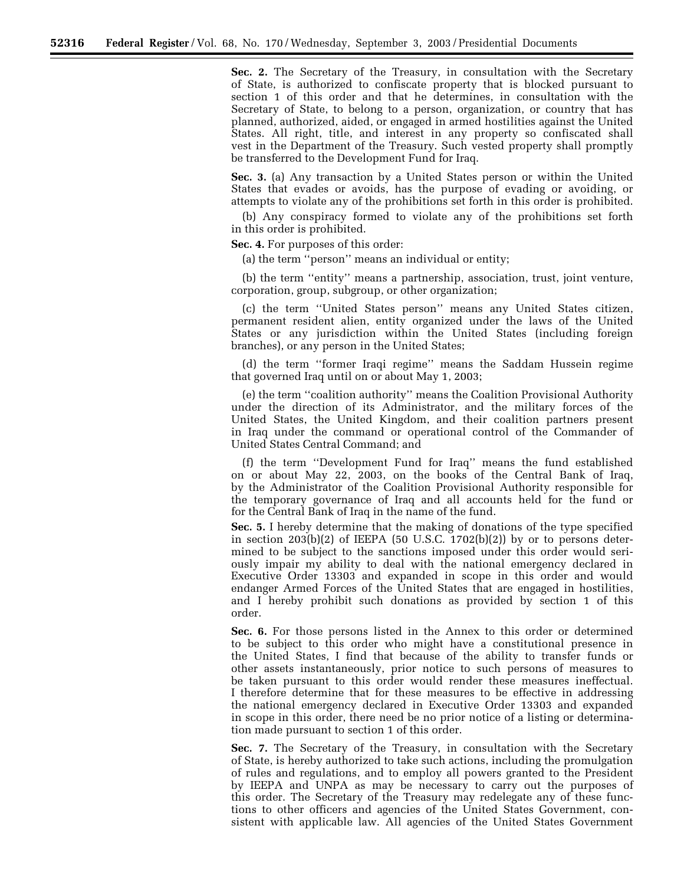**Sec. 2.** The Secretary of the Treasury, in consultation with the Secretary of State, is authorized to confiscate property that is blocked pursuant to section 1 of this order and that he determines, in consultation with the Secretary of State, to belong to a person, organization, or country that has planned, authorized, aided, or engaged in armed hostilities against the United States. All right, title, and interest in any property so confiscated shall vest in the Department of the Treasury. Such vested property shall promptly be transferred to the Development Fund for Iraq.

**Sec. 3.** (a) Any transaction by a United States person or within the United States that evades or avoids, has the purpose of evading or avoiding, or attempts to violate any of the prohibitions set forth in this order is prohibited.

(b) Any conspiracy formed to violate any of the prohibitions set forth in this order is prohibited.

**Sec. 4.** For purposes of this order:

(a) the term ''person'' means an individual or entity;

(b) the term ''entity'' means a partnership, association, trust, joint venture, corporation, group, subgroup, or other organization;

(c) the term ''United States person'' means any United States citizen, permanent resident alien, entity organized under the laws of the United States or any jurisdiction within the United States (including foreign branches), or any person in the United States;

(d) the term ''former Iraqi regime'' means the Saddam Hussein regime that governed Iraq until on or about May 1, 2003;

(e) the term ''coalition authority'' means the Coalition Provisional Authority under the direction of its Administrator, and the military forces of the United States, the United Kingdom, and their coalition partners present in Iraq under the command or operational control of the Commander of United States Central Command; and

(f) the term ''Development Fund for Iraq'' means the fund established on or about May 22, 2003, on the books of the Central Bank of Iraq, by the Administrator of the Coalition Provisional Authority responsible for the temporary governance of Iraq and all accounts held for the fund or for the Central Bank of Iraq in the name of the fund.

**Sec. 5.** I hereby determine that the making of donations of the type specified in section 203(b)(2) of IEEPA (50 U.S.C. 1702(b)(2)) by or to persons determined to be subject to the sanctions imposed under this order would seriously impair my ability to deal with the national emergency declared in Executive Order 13303 and expanded in scope in this order and would endanger Armed Forces of the United States that are engaged in hostilities, and I hereby prohibit such donations as provided by section 1 of this order.

**Sec. 6.** For those persons listed in the Annex to this order or determined to be subject to this order who might have a constitutional presence in the United States, I find that because of the ability to transfer funds or other assets instantaneously, prior notice to such persons of measures to be taken pursuant to this order would render these measures ineffectual. I therefore determine that for these measures to be effective in addressing the national emergency declared in Executive Order 13303 and expanded in scope in this order, there need be no prior notice of a listing or determination made pursuant to section 1 of this order.

**Sec. 7.** The Secretary of the Treasury, in consultation with the Secretary of State, is hereby authorized to take such actions, including the promulgation of rules and regulations, and to employ all powers granted to the President by IEEPA and UNPA as may be necessary to carry out the purposes of this order. The Secretary of the Treasury may redelegate any of these functions to other officers and agencies of the United States Government, consistent with applicable law. All agencies of the United States Government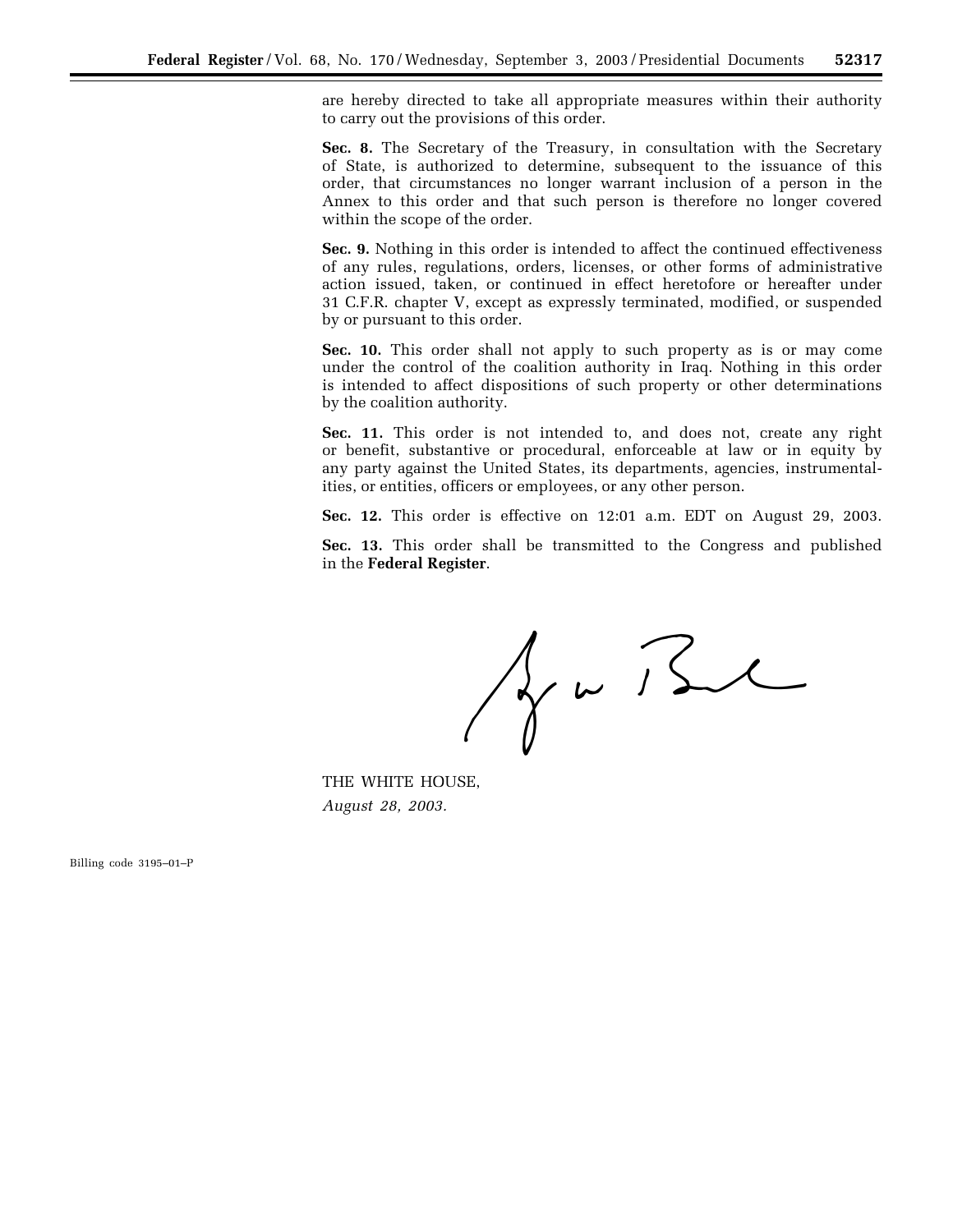are hereby directed to take all appropriate measures within their authority to carry out the provisions of this order.

**Sec. 8.** The Secretary of the Treasury, in consultation with the Secretary of State, is authorized to determine, subsequent to the issuance of this order, that circumstances no longer warrant inclusion of a person in the Annex to this order and that such person is therefore no longer covered within the scope of the order.

**Sec. 9.** Nothing in this order is intended to affect the continued effectiveness of any rules, regulations, orders, licenses, or other forms of administrative action issued, taken, or continued in effect heretofore or hereafter under 31 C.F.R. chapter V, except as expressly terminated, modified, or suspended by or pursuant to this order.

**Sec. 10.** This order shall not apply to such property as is or may come under the control of the coalition authority in Iraq. Nothing in this order is intended to affect dispositions of such property or other determinations by the coalition authority.

**Sec. 11.** This order is not intended to, and does not, create any right or benefit, substantive or procedural, enforceable at law or in equity by any party against the United States, its departments, agencies, instrumentalities, or entities, officers or employees, or any other person.

**Sec. 12.** This order is effective on 12:01 a.m. EDT on August 29, 2003.

**Sec. 13.** This order shall be transmitted to the Congress and published in the **Federal Register**.

THE WHITE HOUSE,
*August 28, 2003.*

Billing code 3195–01–P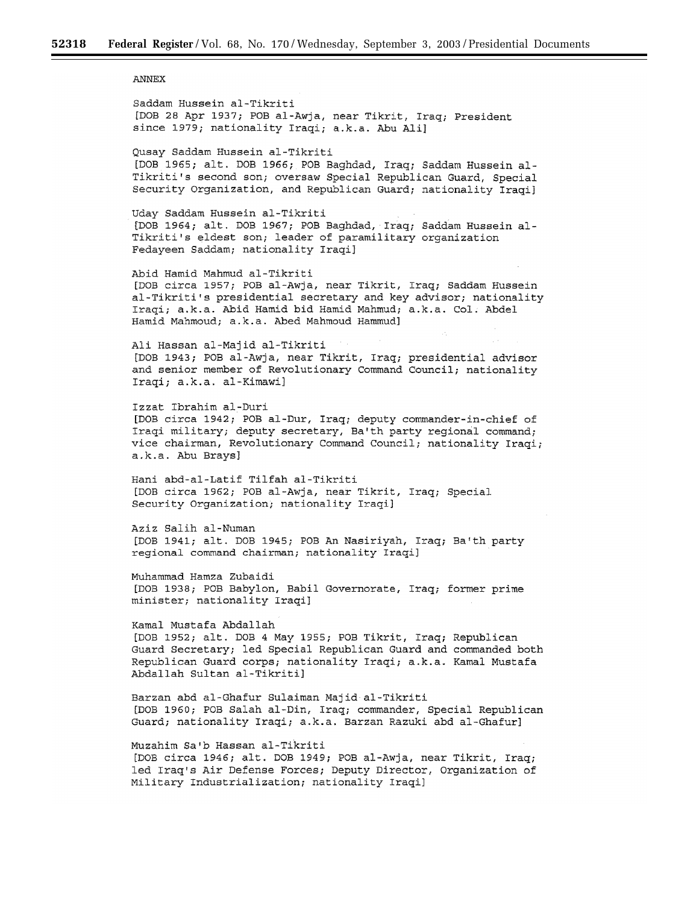ANNEX

Saddam Hussein al-Tikriti
[DOB 28 Apr 1937; POB al-Awja, near Tikrit, Iraq; President since 1979; nationality Iraqi; a.k.a. Abu Ali]

Qusay Saddam Hussein al-Tikriti
[DOB 1965; alt. DOB 1966; POB Baghdad, Iraq; Saddam Hussein al-Tikriti's second son; oversaw Special Republican Guard, Special Security Organization, and Republican Guard; nationality Iraqi]

Uday Saddam Hussein al-Tikriti
[DOB 1964; alt. DOB 1967; POB Baghdad, Iraq; Saddam Hussein al-Tikriti's eldest son; leader of paramilitary organization Fedayeen Saddam; nationality Iraqi]

Abid Hamid Mahmud al-Tikriti
[DOB circa 1957; POB al-Awja, near Tikrit, Iraq; Saddam Hussein al-Tikriti's presidential secretary and key advisor; nationality Iraqi; a.k.a. Abid Hamid bid Hamid Mahmud; a.k.a. Col. Abdel Hamid Mahmoud; a.k.a. Abed Mahmoud Hammud]

Ali Hassan al-Majid al-Tikriti
[DOB 1943; POB al-Awja, near Tikrit, Iraq; presidential advisor and senior member of Revolutionary Command Council; nationality Iraqi; a.k.a. al-Kimawi]

Izzat Ibrahim al-Duri
[DOB circa 1942; POB al-Dur, Iraq; deputy commander-in-chief of Iraqi military; deputy secretary, Ba'th party regional command; vice chairman, Revolutionary Command Council; nationality Iraqi; a.k.a. Abu Brays]

Hani abd-al-Latif Tilfah al-Tikriti
[DOB circa 1962; POB al-Awja, near Tikrit, Iraq; Special Security Organization; nationality Iraqi]

Aziz Salih al-Numan
[DOB 1941; alt. DOB 1945; POB An Nasiriyah, Iraq; Ba'th party regional command chairman; nationality Iraqi]

Muhammad Hamza Zubaidi
[DOB 1938; POB Babylon, Babil Governorate, Iraq; former prime minister; nationality Iraqi]

Kamal Mustafa Abdallah
[DOB 1952; alt. DOB 4 May 1955; POB Tikrit, Iraq; Republican Guard Secretary; led Special Republican Guard and commanded both Republican Guard corps; nationality Iraqi; a.k.a. Kamal Mustafa Abdallah Sultan al-Tikriti]

Barzan abd al-Ghafur Sulaiman Majid al-Tikriti
[DOB 1960; POB Salah al-Din, Iraq; commander, Special Republican Guard; nationality Iraqi; a.k.a. Barzan Razuki abd al-Ghafur]

Muzahim Sa'b Hassan al-Tikriti
[DOB circa 1946; alt. DOB 1949; POB al-Awja, near Tikrit, Iraq; led Iraq's Air Defense Forces; Deputy Director, Organization of Military Industrialization; nationality Iraqi]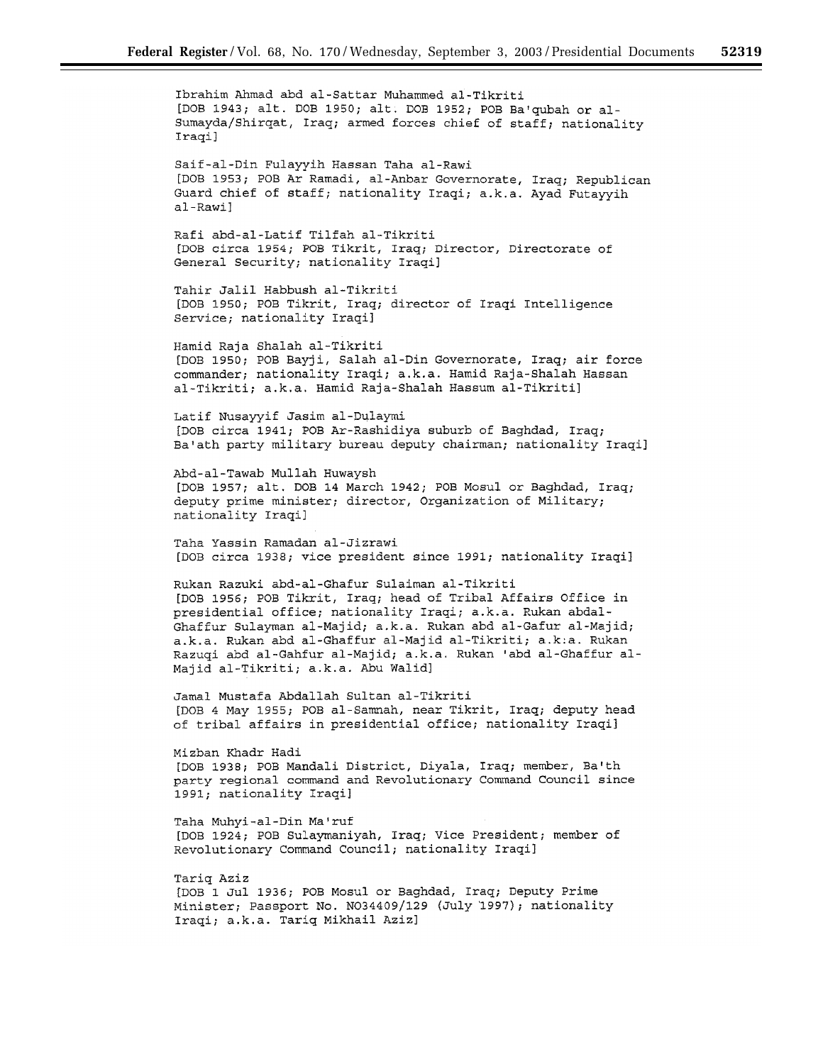Ibrahim Ahmad abd al-Sattar Muhammed al-Tikriti
[DOB 1943; alt. DOB 1950; alt. DOB 1952; POB Ba'qubah or al-Sumayda/Shirqat, Iraq; armed forces chief of staff; nationality Iraqi]

Saif-al-Din Fulayyih Hassan Taha al-Rawi
[DOB 1953; POB Ar Ramadi, al-Anbar Governorate, Iraq; Republican Guard chief of staff; nationality Iraqi; a.k.a. Ayad Futayyih al-Rawi]

Rafi abd-al-Latif Tilfah al-Tikriti
[DOB circa 1954; POB Tikrit, Iraq; Director, Directorate of General Security; nationality Iraqi]

Tahir Jalil Habbush al-Tikriti
[DOB 1950; POB Tikrit, Iraq; director of Iraqi Intelligence Service; nationality Iraqi]

Hamid Raja Shalah al-Tikriti
[DOB 1950; POB Bayji, Salah al-Din Governorate, Iraq; air force commander; nationality Iraqi; a.k.a. Hamid Raja-Shalah Hassan al-Tikriti; a.k.a. Hamid Raja-Shalah Hassum al-Tikriti]

Latif Nusayyif Jasim al-Dulaymi
[DOB circa 1941; POB Ar-Rashidiya suburb of Baghdad, Iraq; Ba'ath party military bureau deputy chairman; nationality Iraqi]

Abd-al-Tawab Mullah Huwaysh
[DOB 1957; alt. DOB 14 March 1942; POB Mosul or Baghdad, Iraq; deputy prime minister; director, Organization of Military; nationality Iraqi]

Taha Yassin Ramadan al-Jizrawi
[DOB circa 1938; vice president since 1991; nationality Iraqi]

Rukan Razuki abd-al-Ghafur Sulaiman al-Tikriti
[DOB 1956; POB Tikrit, Iraq; head of Tribal Affairs Office in presidential office; nationality Iraqi; a.k.a. Rukan abdal-Ghaffur Sulayman al-Majid; a.k.a. Rukan abd al-Gafur al-Majid; a.k.a. Rukan abd al-Ghaffur al-Majid al-Tikriti; a.k.a. Rukan Razuqi abd al-Gahfur al-Majid; a.k.a. Rukan 'abd al-Ghaffur al-Majid al-Tikriti; a.k.a. Abu Walid]

Jamal Mustafa Abdallah Sultan al-Tikriti
[DOB 4 May 1955; POB al-Samnah, near Tikrit, Iraq; deputy head of tribal affairs in presidential office; nationality Iraqi]

Mizban Khadr Hadi
[DOB 1938; POB Mandali District, Diyala, Iraq; member, Ba'th party regional command and Revolutionary Command Council since 1991; nationality Iraqi]

Taha Muhyi-al-Din Ma'ruf
[DOB 1924; POB Sulaymaniyah, Iraq; Vice President; member of Revolutionary Command Council; nationality Iraqi]

Tariq Aziz
[DOB 1 Jul 1936; POB Mosul or Baghdad, Iraq; Deputy Prime Minister; Passport No. NO34409/129 (July 1997); nationality Iraqi; a.k.a. Tariq Mikhail Aziz]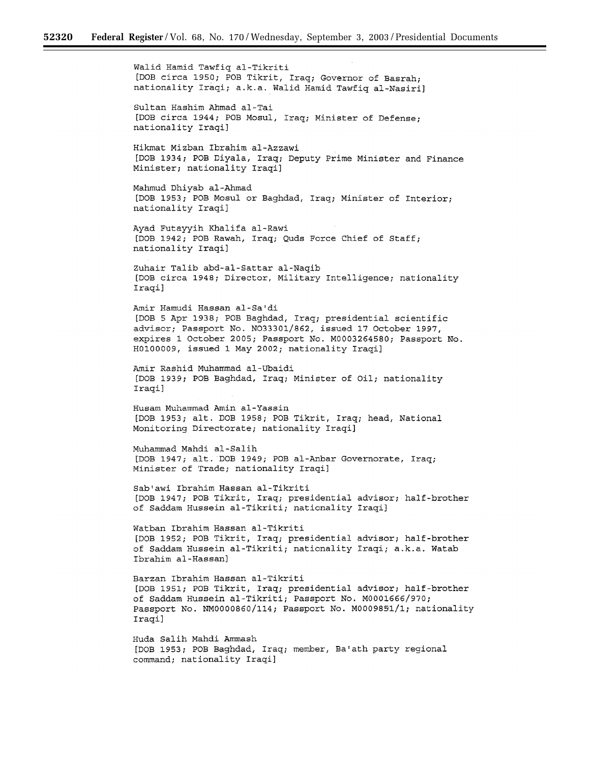Walid Hamid Tawfiq al-Tikriti
[DOB circa 1950; POB Tikrit, Iraq; Governor of Basrah; nationality Iraqi; a.k.a. Walid Hamid Tawfiq al-Nasiri]

Sultan Hashim Ahmad al-Tai
[DOB circa 1944; POB Mosul, Iraq; Minister of Defense; nationality Iraqi]

Hikmat Mizban Ibrahim al-Azzawi
[DOB 1934; POB Diyala, Iraq; Deputy Prime Minister and Finance Minister; nationality Iraqi]

Mahmud Dhiyab al-Ahmad
[DOB 1953; POB Mosul or Baghdad, Iraq; Minister of Interior; nationality Iraqi]

Ayad Futayyih Khalifa al-Rawi
[DOB 1942; POB Rawah, Iraq; Quds Force Chief of Staff; nationality Iraqi]

Zuhair Talib abd-al-Sattar al-Naqib
[DOB circa 1948; Director, Military Intelligence; nationality Iraqi]

Amir Hamudi Hassan al-Sa'di
[DOB 5 Apr 1938; POB Baghdad, Iraq; presidential scientific advisor; Passport No. NO33301/862, issued 17 October 1997, expires 1 October 2005; Passport No. M0003264580; Passport No. H0100009, issued 1 May 2002; nationality Iraqi]

Amir Rashid Muhammad al-Ubaidi
[DOB 1939; POB Baghdad, Iraq; Minister of Oil; nationality Iraqi]

Husam Muhammad Amin al-Yassin
[DOB 1953; alt. DOB 1958; POB Tikrit, Iraq; head, National Monitoring Directorate; nationality Iraqi]

Muhammad Mahdi al-Salih
[DOB 1947; alt. DOB 1949; POB al-Anbar Governorate, Iraq; Minister of Trade; nationality Iraqi]

Sab'awi Ibrahim Hassan al-Tikriti
[DOB 1947; POB Tikrit, Iraq; presidential advisor; half-brother of Saddam Hussein al-Tikriti; nationality Iraqi]

Watban Ibrahim Hassan al-Tikriti
[DOB 1952; POB Tikrit, Iraq; presidential advisor; half-brother of Saddam Hussein al-Tikriti; nationality Iraqi; a.k.a. Watab Ibrahim al-Hassan]

Barzan Ibrahim Hassan al-Tikriti
[DOB 1951; POB Tikrit, Iraq; presidential advisor; half-brother of Saddam Hussein al-Tikriti; Passport No. M0001666/970; Passport No. NM0000860/114; Passport No. M0009851/1; nationality Iraqi]

Huda Salih Mahdi Ammash
[DOB 1953; POB Baghdad, Iraq; member, Ba'ath party regional command; nationality Iraqi]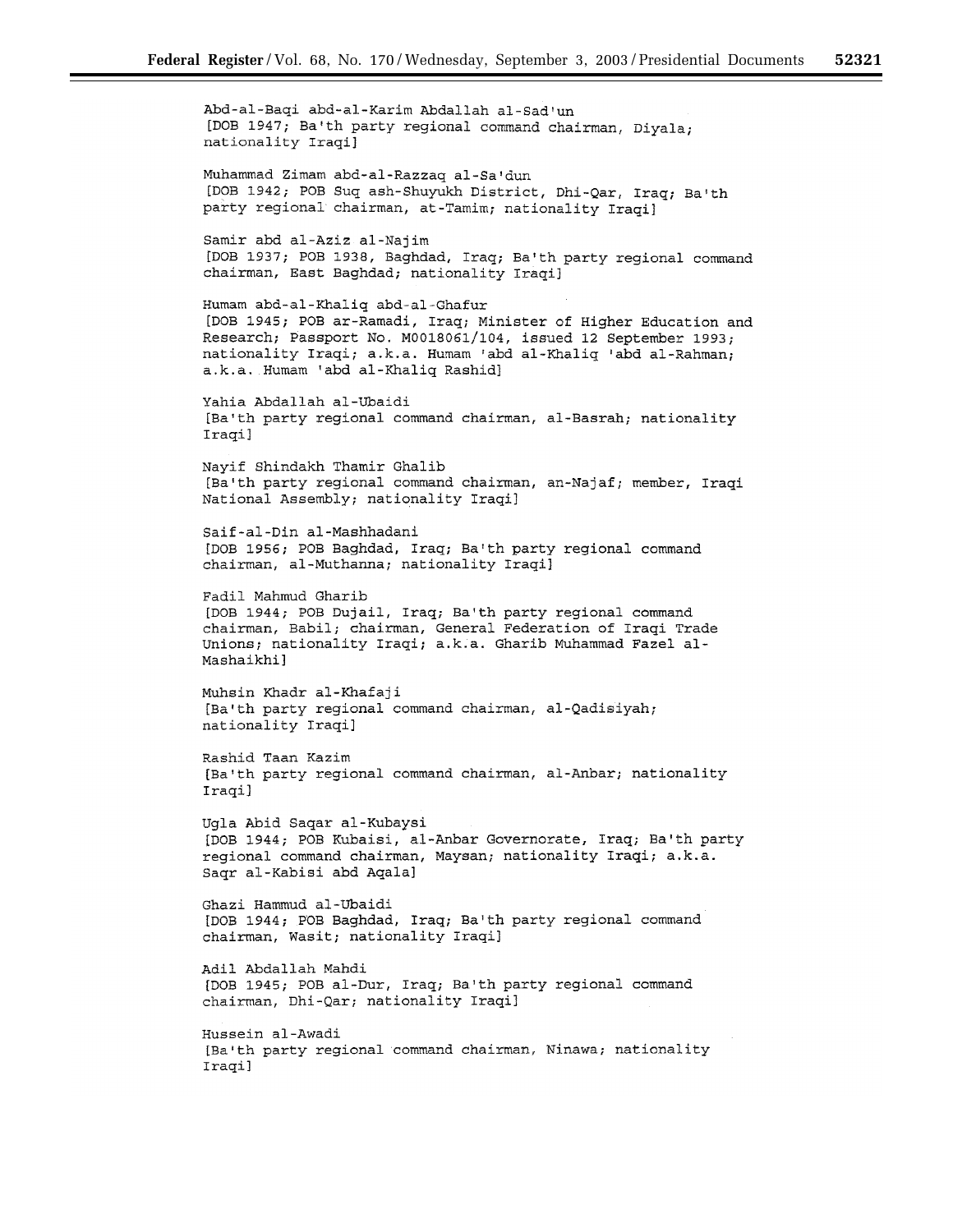Abd-al-Baqi abd-al-Karim Abdallah al-Sad'un
[DOB 1947; Ba'th party regional command chairman, Diyala; nationality Iraqi]

Muhammad Zimam abd-al-Razzaq al-Sa'dun
[DOB 1942; POB Suq ash-Shuyukh District, Dhi-Qar, Iraq; Ba'th party regional chairman, at-Tamim; nationality Iraqi]

Samir abd al-Aziz al-Najim
[DOB 1937; POB 1938, Baghdad, Iraq; Ba'th party regional command chairman, East Baghdad; nationality Iraqi]

Humam abd-al-Khaliq abd-al-Ghafur
[DOB 1945; POB ar-Ramadi, Iraq; Minister of Higher Education and Research; Passport No. M0018061/104, issued 12 September 1993; nationality Iraqi; a.k.a. Humam 'abd al-Khaliq 'abd al-Rahman; a.k.a. Humam 'abd al-Khaliq Rashid]

Yahia Abdallah al-Ubaidi
[Ba'th party regional command chairman, al-Basrah; nationality Iraqi]

Nayif Shindakh Thamir Ghalib
[Ba'th party regional command chairman, an-Najaf; member, Iraqi National Assembly; nationality Iraqi]

Saif-al-Din al-Mashhadani
[DOB 1956; POB Baghdad, Iraq; Ba'th party regional command chairman, al-Muthanna; nationality Iraqi]

Fadil Mahmud Gharib
[DOB 1944; POB Dujail, Iraq; Ba'th party regional command chairman, Babil; chairman, General Federation of Iraqi Trade Unions; nationality Iraqi; a.k.a. Gharib Muhammad Fazel al-Mashaikhi]

Muhsin Khadr al-Khafaji
[Ba'th party regional command chairman, al-Qadisiyah; nationality Iraqi]

Rashid Taan Kazim
[Ba'th party regional command chairman, al-Anbar; nationality Iraqi]

Ugla Abid Saqar al-Kubaysi
[DOB 1944; POB Kubaisi, al-Anbar Governorate, Iraq; Ba'th party regional command chairman, Maysan; nationality Iraqi; a.k.a. Saqr al-Kabisi abd Aqala]

Ghazi Hammud al-Ubaidi
[DOB 1944; POB Baghdad, Iraq; Ba'th party regional command chairman, Wasit; nationality Iraqi]

Adil Abdallah Mahdi
[DOB 1945; POB al-Dur, Iraq; Ba'th party regional command chairman, Dhi-Qar; nationality Iraqi]

Hussein al-Awadi
[Ba'th party regional command chairman, Ninawa; nationality Iraqi]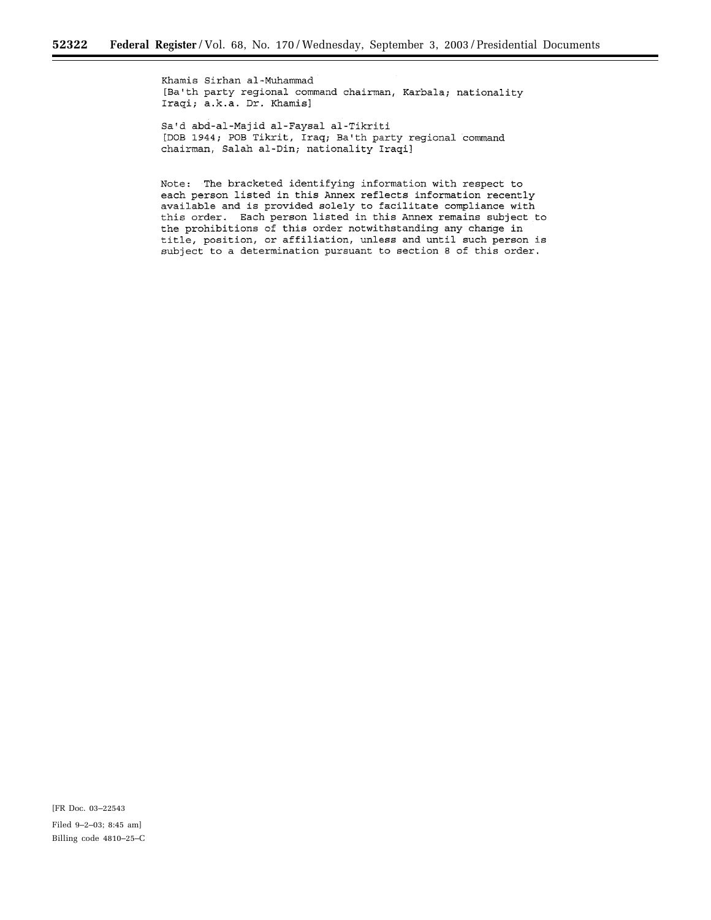Khamis Sirhan al-Muhammad
[Ba'th party regional command chairman, Karbala; nationality Iraqi; a.k.a. Dr. Khamis]

Sa'd abd-al-Majid al-Faysal al-Tikriti
[DOB 1944; POB Tikrit, Iraq; Ba'th party regional command chairman, Salah al-Din; nationality Iraqi]

Note: The bracketed identifying information with respect to each person listed in this Annex reflects information recently available and is provided solely to facilitate compliance with this order. Each person listed in this Annex remains subject to the prohibitions of this order notwithstanding any change in title, position, or affiliation, unless and until such person is subject to a determination pursuant to section 8 of this order.

[FR Doc. 03–22543

Filed 9–2–03; 8:45 am]

Billing code 4810–25–C